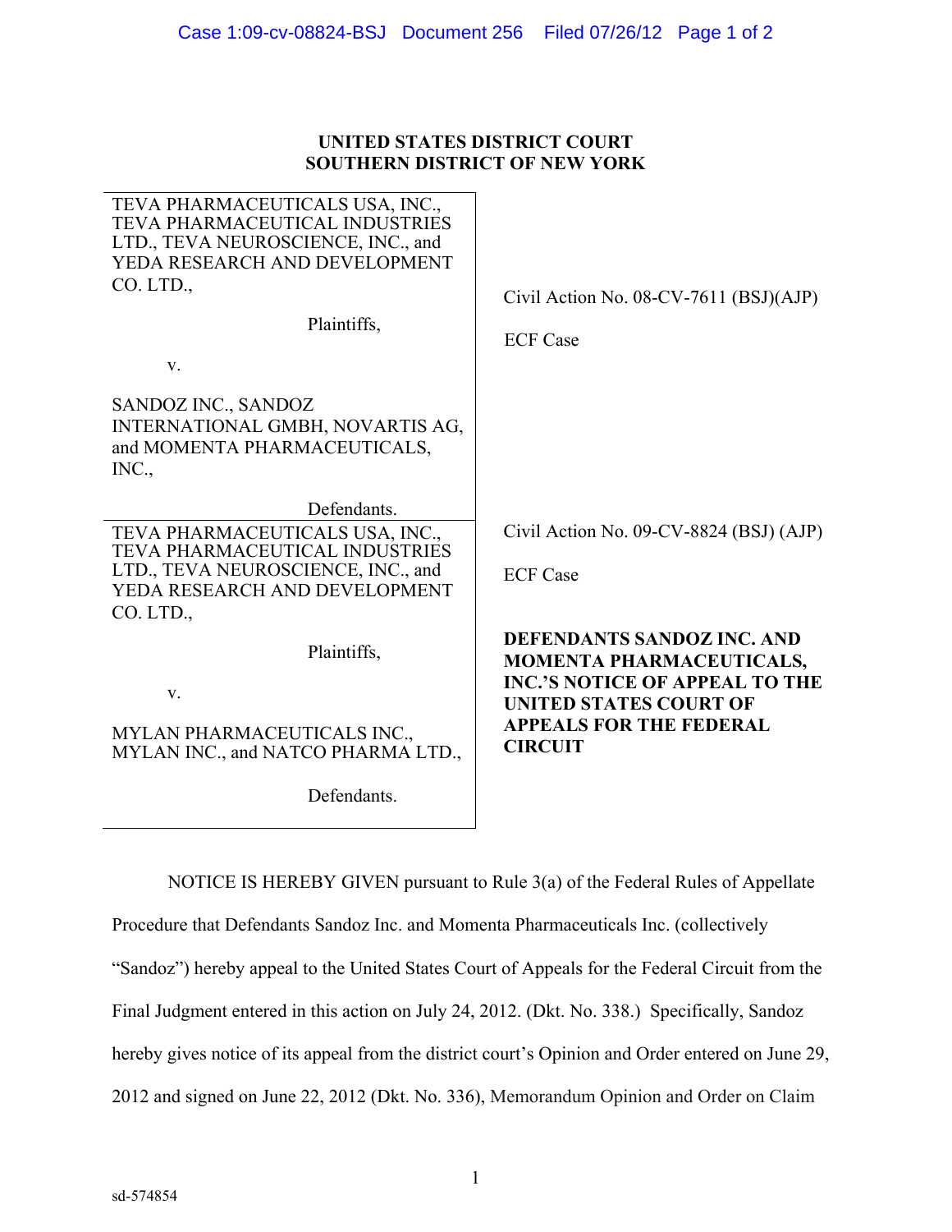**UNITED STATES DISTRICT COURT**
**SOUTHERN DISTRICT OF NEW YORK**

| | |
|---|---|
| TEVA PHARMACEUTICALS USA, INC., TEVA PHARMACEUTICAL INDUSTRIES LTD., TEVA NEUROSCIENCE, INC., and YEDA RESEARCH AND DEVELOPMENT CO. LTD.,<br><br>Plaintiffs,<br><br>v.<br><br>SANDOZ INC., SANDOZ INTERNATIONAL GMBH, NOVARTIS AG, and MOMENTA PHARMACEUTICALS, INC.,<br><br>Defendants. | Civil Action No. 08-CV-7611 (BSJ)(AJP)<br><br>ECF Case |
| TEVA PHARMACEUTICALS USA, INC., TEVA PHARMACEUTICAL INDUSTRIES LTD., TEVA NEUROSCIENCE, INC., and YEDA RESEARCH AND DEVELOPMENT CO. LTD.,<br><br>Plaintiffs,<br><br>v.<br><br>MYLAN PHARMACEUTICALS INC., MYLAN INC., and NATCO PHARMA LTD.,<br><br>Defendants. | Civil Action No. 09-CV-8824 (BSJ) (AJP)<br><br>ECF Case<br><br>**DEFENDANTS SANDOZ INC. AND MOMENTA PHARMACEUTICALS, INC.'S NOTICE OF APPEAL TO THE UNITED STATES COURT OF APPEALS FOR THE FEDERAL CIRCUIT** |

NOTICE IS HEREBY GIVEN pursuant to Rule 3(a) of the Federal Rules of Appellate Procedure that Defendants Sandoz Inc. and Momenta Pharmaceuticals Inc. (collectively "Sandoz") hereby appeal to the United States Court of Appeals for the Federal Circuit from the Final Judgment entered in this action on July 24, 2012. (Dkt. No. 338.) Specifically, Sandoz hereby gives notice of its appeal from the district court's Opinion and Order entered on June 29, 2012 and signed on June 22, 2012 (Dkt. No. 336), Memorandum Opinion and Order on Claim

sd-574854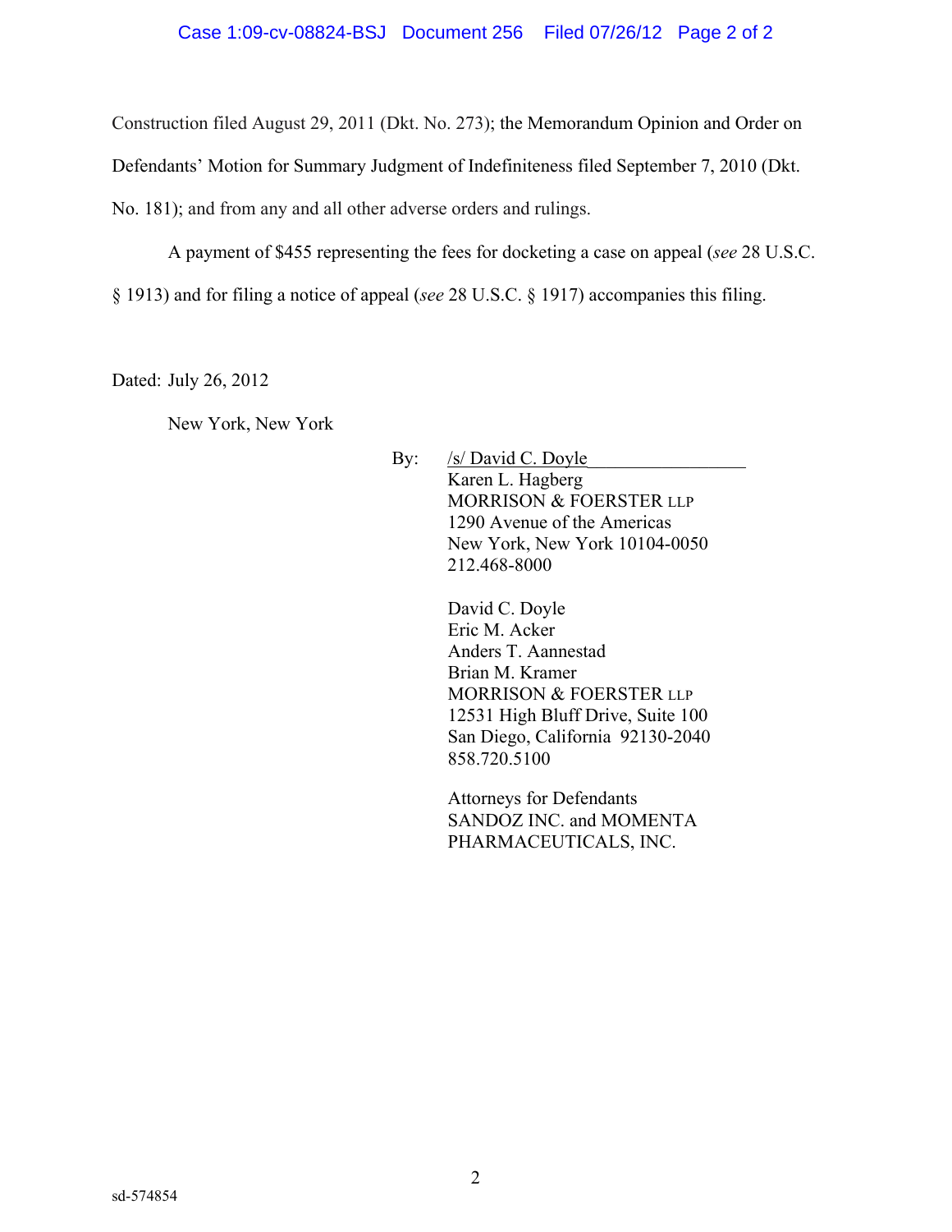Construction filed August 29, 2011 (Dkt. No. 273); the Memorandum Opinion and Order on Defendants' Motion for Summary Judgment of Indefiniteness filed September 7, 2010 (Dkt. No. 181); and from any and all other adverse orders and rulings.

A payment of $455 representing the fees for docketing a case on appeal (*see* 28 U.S.C. § 1913) and for filing a notice of appeal (*see* 28 U.S.C. § 1917) accompanies this filing.

Dated: July 26, 2012

New York, New York

By: /s/ David C. Doyle
Karen L. Hagberg
MORRISON & FOERSTER LLP
1290 Avenue of the Americas
New York, New York 10104-0050
212.468-8000

David C. Doyle
Eric M. Acker
Anders T. Aannestad
Brian M. Kramer
MORRISON & FOERSTER LLP
12531 High Bluff Drive, Suite 100
San Diego, California 92130-2040
858.720.5100

Attorneys for Defendants
SANDOZ INC. and MOMENTA PHARMACEUTICALS, INC.

sd-574854